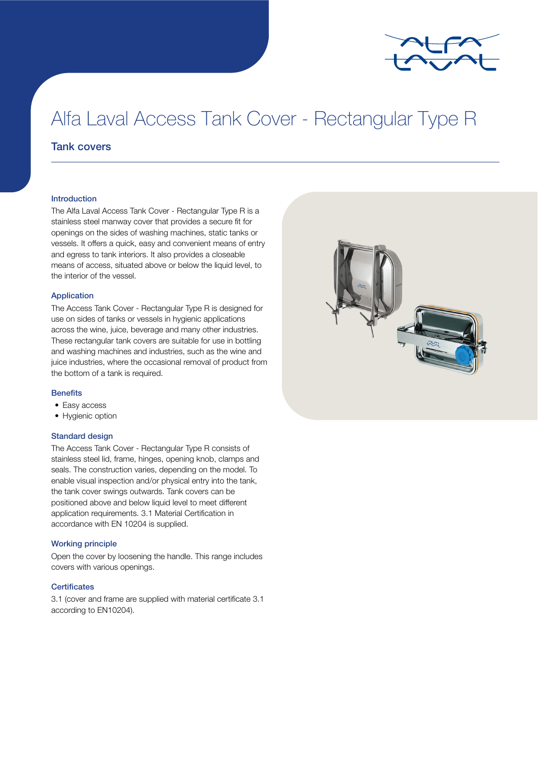# Alfa Laval Access Tank Cover - Rectangular Type R

## Tank covers

### Introduction

The Alfa Laval Access Tank Cover - Rectangular Type R is a stainless steel manway cover that provides a secure fit for openings on the sides of washing machines, static tanks or vessels. It offers a quick, easy and convenient means of entry and egress to tank interiors. It also provides a closeable means of access, situated above or below the liquid level, to the interior of the vessel.

### Application

The Access Tank Cover - Rectangular Type R is designed for use on sides of tanks or vessels in hygienic applications across the wine, juice, beverage and many other industries. These rectangular tank covers are suitable for use in bottling and washing machines and industries, such as the wine and juice industries, where the occasional removal of product from the bottom of a tank is required.

### Benefits

- Easy access
- Hygienic option

### Standard design

The Access Tank Cover - Rectangular Type R consists of stainless steel lid, frame, hinges, opening knob, clamps and seals. The construction varies, depending on the model. To enable visual inspection and/or physical entry into the tank, the tank cover swings outwards. Tank covers can be positioned above and below liquid level to meet different application requirements. 3.1 Material Certification in accordance with EN 10204 is supplied.

### Working principle

Open the cover by loosening the handle. This range includes covers with various openings.

### Certificates

3.1 (cover and frame are supplied with material certificate 3.1 according to EN10204).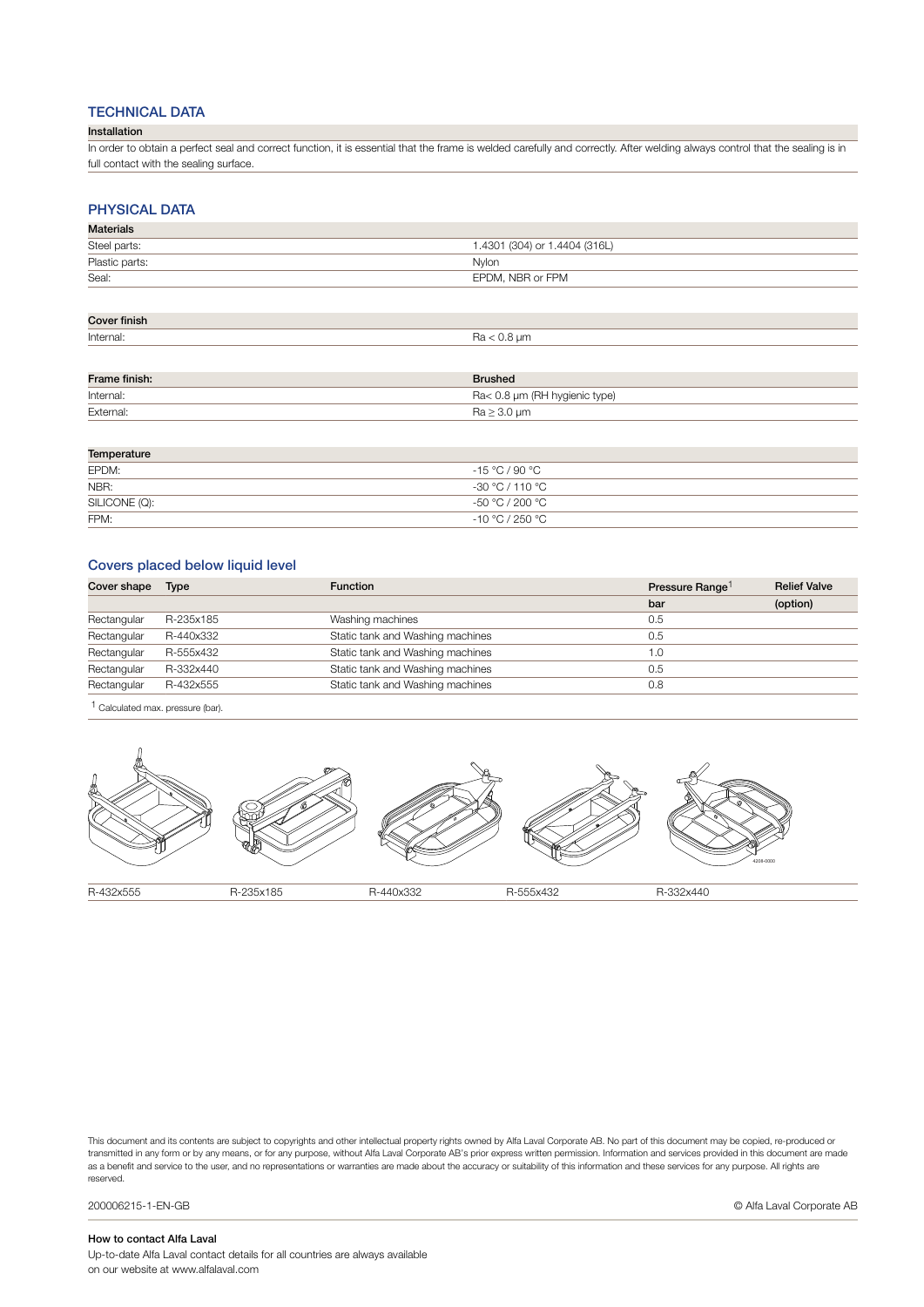## TECHNICAL DATA

**Installation**

In order to obtain a perfect seal and correct function, it is essential that the frame is welded carefully and correctly. After welding always control that the sealing is in full contact with the sealing surface.

## PHYSICAL DATA

| **Materials** | |
| --- | --- |
| Steel parts: | 1.4301 (304) or 1.4404 (316L) |
| Plastic parts: | Nylon |
| Seal: | EPDM, NBR or FPM |

| **Cover finish** | |
| --- | --- |
| Internal: | Ra < 0.8 µm |

| **Frame finish:** | **Brushed** |
| --- | --- |
| Internal: | Ra< 0.8 µm (RH hygienic type) |
| External: | Ra ≥ 3.0 µm |

| **Temperature** | |
| --- | --- |
| EPDM: | -15 °C / 90 °C |
| NBR: | -30 °C / 110 °C |
| SILICONE (Q): | -50 °C / 200 °C |
| FPM: | -10 °C / 250 °C |

## Covers placed below liquid level

| Cover shape | Type | Function | Pressure Range[1] | Relief Valve |
| --- | --- | --- | --- | --- |
| | | | bar | (option) |
| Rectangular | R-235x185 | Washing machines | 0.5 | |
| Rectangular | R-440x332 | Static tank and Washing machines | 0.5 | |
| Rectangular | R-555x432 | Static tank and Washing machines | 1.0 | |
| Rectangular | R-332x440 | Static tank and Washing machines | 0.5 | |
| Rectangular | R-432x555 | Static tank and Washing machines | 0.8 | |

[1] Calculated max. pressure (bar).

R-432x555 R-235x185 R-440x332 R-555x432 R-332x440

This document and its contents are subject to copyrights and other intellectual property rights owned by Alfa Laval Corporate AB. No part of this document may be copied, re-produced or transmitted in any form or by any means, or for any purpose, without Alfa Laval Corporate AB's prior express written permission. Information and services provided in this document are made as a benefit and service to the user, and no representations or warranties are made about the accuracy or suitability of this information and these services for any purpose. All rights are reserved.

200006215-1-EN-GB © Alfa Laval Corporate AB

**How to contact Alfa Laval**

Up-to-date Alfa Laval contact details for all countries are always available on our website at www.alfalaval.com